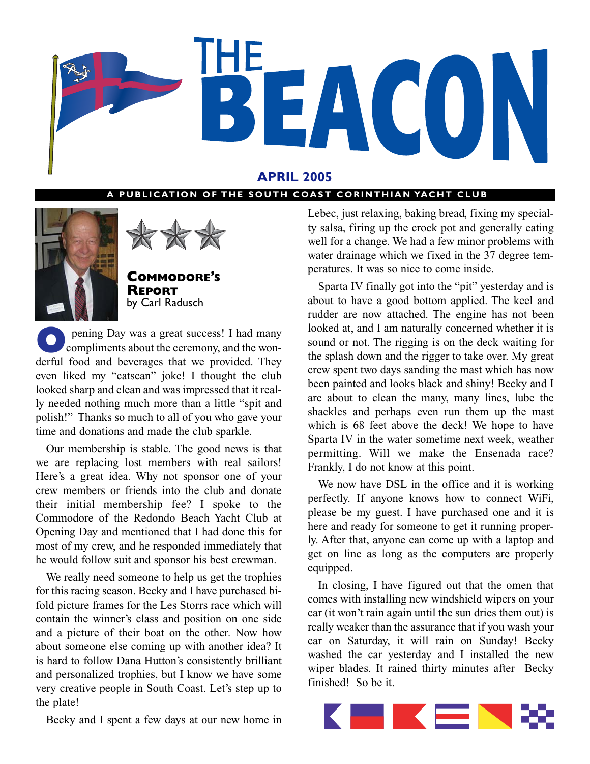# THE BEACON

**APRIL 2005**

A PUBLICATION OF THE SOUTH COAST CORINTHIAN YACHT CLUB

## Commodore's Report

by Carl Radusch

Opening Day was a great success! I had many compliments about the ceremony, and the wonderful food and beverages that we provided. They even liked my "catscan" joke! I thought the club looked sharp and clean and was impressed that it really needed nothing much more than a little "spit and polish!" Thanks so much to all of you who gave your time and donations and made the club sparkle.

Our membership is stable. The good news is that we are replacing lost members with real sailors! Here's a great idea. Why not sponsor one of your crew members or friends into the club and donate their initial membership fee? I spoke to the Commodore of the Redondo Beach Yacht Club at Opening Day and mentioned that I had done this for most of my crew, and he responded immediately that he would follow suit and sponsor his best crewman.

We really need someone to help us get the trophies for this racing season. Becky and I have purchased bi-fold picture frames for the Les Storrs race which will contain the winner's class and position on one side and a picture of their boat on the other. Now how about someone else coming up with another idea? It is hard to follow Dana Hutton's consistently brilliant and personalized trophies, but I know we have some very creative people in South Coast. Let's step up to the plate!

Becky and I spent a few days at our new home in Lebec, just relaxing, baking bread, fixing my specialty salsa, firing up the crock pot and generally eating well for a change. We had a few minor problems with water drainage which we fixed in the 37 degree temperatures. It was so nice to come inside.

Sparta IV finally got into the "pit" yesterday and is about to have a good bottom applied. The keel and rudder are now attached. The engine has not been looked at, and I am naturally concerned whether it is sound or not. The rigging is on the deck waiting for the splash down and the rigger to take over. My great crew spent two days sanding the mast which has now been painted and looks black and shiny! Becky and I are about to clean the many, many lines, lube the shackles and perhaps even run them up the mast which is 68 feet above the deck! We hope to have Sparta IV in the water sometime next week, weather permitting. Will we make the Ensenada race? Frankly, I do not know at this point.

We now have DSL in the office and it is working perfectly. If anyone knows how to connect WiFi, please be my guest. I have purchased one and it is here and ready for someone to get it running properly. After that, anyone can come up with a laptop and get on line as long as the computers are properly equipped.

In closing, I have figured out that the omen that comes with installing new windshield wipers on your car (it won't rain again until the sun dries them out) is really weaker than the assurance that if you wash your car on Saturday, it will rain on Sunday! Becky washed the car yesterday and I installed the new wiper blades. It rained thirty minutes after Becky finished! So be it.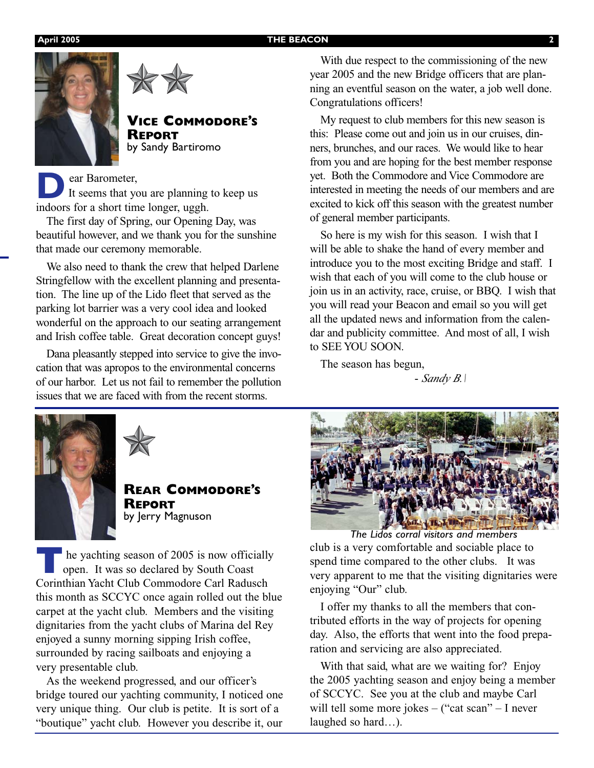## Vice Commodore's Report

by Sandy Bartiromo

Dear Barometer,

It seems that you are planning to keep us indoors for a short time longer, uggh.

The first day of Spring, our Opening Day, was beautiful however, and we thank you for the sunshine that made our ceremony memorable.

We also need to thank the crew that helped Darlene Stringfellow with the excellent planning and presentation. The line up of the Lido fleet that served as the parking lot barrier was a very cool idea and looked wonderful on the approach to our seating arrangement and Irish coffee table. Great decoration concept guys!

Dana pleasantly stepped into service to give the invocation that was apropos to the environmental concerns of our harbor. Let us not fail to remember the pollution issues that we are faced with from the recent storms.

With due respect to the commissioning of the new year 2005 and the new Bridge officers that are planning an eventful season on the water, a job well done. Congratulations officers!

My request to club members for this new season is this: Please come out and join us in our cruises, dinners, brunches, and our races. We would like to hear from you and are hoping for the best member response yet. Both the Commodore and Vice Commodore are interested in meeting the needs of our members and are excited to kick off this season with the greatest number of general member participants.

So here is my wish for this season. I wish that I will be able to shake the hand of every member and introduce you to the most exciting Bridge and staff. I wish that each of you will come to the club house or join us in an activity, race, cruise, or BBQ. I wish that you will read your Beacon and email so you will get all the updated news and information from the calendar and publicity committee. And most of all, I wish to SEE YOU SOON.

The season has begun,

*- Sandy B.*

## Rear Commodore's Report

by Jerry Magnuson

The yachting season of 2005 is now officially open. It was so declared by South Coast Corinthian Yacht Club Commodore Carl Radusch this month as SCCYC once again rolled out the blue carpet at the yacht club. Members and the visiting dignitaries from the yacht clubs of Marina del Rey enjoyed a sunny morning sipping Irish coffee, surrounded by racing sailboats and enjoying a very presentable club.

As the weekend progressed, and our officer's bridge toured our yachting community, I noticed one very unique thing. Our club is petite. It is sort of a "boutique" yacht club. However you describe it, our club is a very comfortable and sociable place to spend time compared to the other clubs. It was very apparent to me that the visiting dignitaries were enjoying "Our" club.

*The Lidos corral visitors and members*

I offer my thanks to all the members that contributed efforts in the way of projects for opening day. Also, the efforts that went into the food preparation and servicing are also appreciated.

With that said, what are we waiting for? Enjoy the 2005 yachting season and enjoy being a member of SCCYC. See you at the club and maybe Carl will tell some more jokes – ("cat scan" – I never laughed so hard…).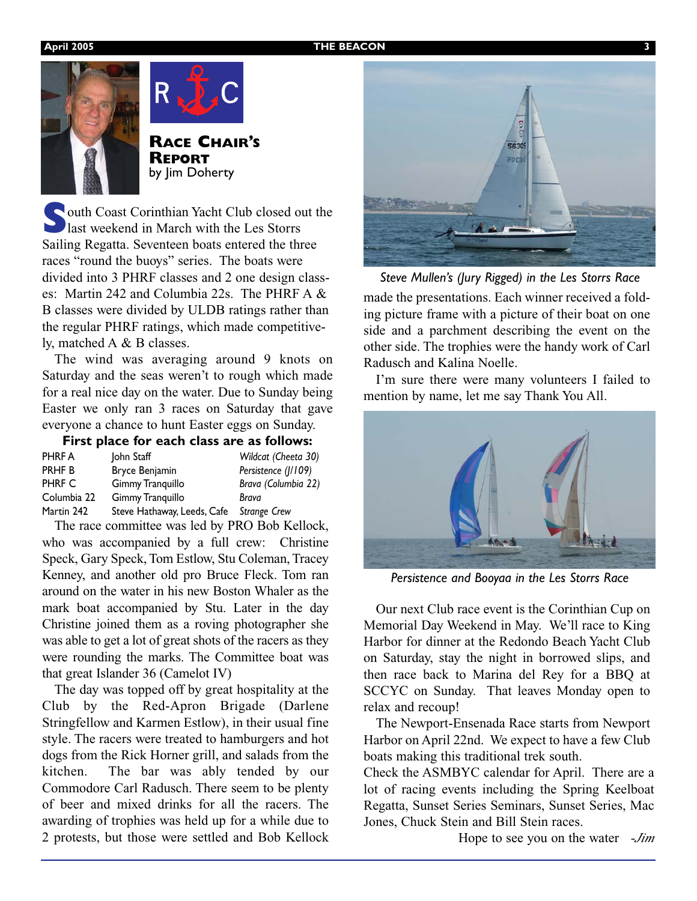# Race Chair's Report

by Jim Doherty

South Coast Corinthian Yacht Club closed out the last weekend in March with the Les Storrs Sailing Regatta. Seventeen boats entered the three races "round the buoys" series. The boats were divided into 3 PHRF classes and 2 one design classes: Martin 242 and Columbia 22s. The PHRF A & B classes were divided by ULDB ratings rather than the regular PHRF ratings, which made competitively, matched A & B classes.

The wind was averaging around 9 knots on Saturday and the seas weren't to rough which made for a real nice day on the water. Due to Sunday being Easter we only ran 3 races on Saturday that gave everyone a chance to hunt Easter eggs on Sunday.

**First place for each class are as follows:**

| | | |
|---|---|---|
| PHRF A | John Staff | *Wildcat (Cheeta 30)* |
| PRHF B | Bryce Benjamin | *Persistence (J/109)* |
| PHRF C | Gimmy Tranquillo | *Brava (Columbia 22)* |
| Columbia 22 | Gimmy Tranquillo | *Brava* |
| Martin 242 | Steve Hathaway, Leeds, Cafe | *Strange Crew* |

The race committee was led by PRO Bob Kellock, who was accompanied by a full crew: Christine Speck, Gary Speck, Tom Estlow, Stu Coleman, Tracey Kenney, and another old pro Bruce Fleck. Tom ran around on the water in his new Boston Whaler as the mark boat accompanied by Stu. Later in the day Christine joined them as a roving photographer she was able to get a lot of great shots of the racers as they were rounding the marks. The Committee boat was that great Islander 36 (Camelot IV)

The day was topped off by great hospitality at the Club by the Red-Apron Brigade (Darlene Stringfellow and Karmen Estlow), in their usual fine style. The racers were treated to hamburgers and hot dogs from the Rick Horner grill, and salads from the kitchen. The bar was ably tended by our Commodore Carl Radusch. There seem to be plenty of beer and mixed drinks for all the racers. The awarding of trophies was held up for a while due to 2 protests, but those were settled and Bob Kellock made the presentations. Each winner received a folding picture frame with a picture of their boat on one side and a parchment describing the event on the other side. The trophies were the handy work of Carl Radusch and Kalina Noelle.

*Steve Mullen's (Jury Rigged) in the Les Storrs Race*

I'm sure there were many volunteers I failed to mention by name, let me say Thank You All.

*Persistence and Booyaa in the Les Storrs Race*

Our next Club race event is the Corinthian Cup on Memorial Day Weekend in May. We'll race to King Harbor for dinner at the Redondo Beach Yacht Club on Saturday, stay the night in borrowed slips, and then race back to Marina del Rey for a BBQ at SCCYC on Sunday. That leaves Monday open to relax and recoup!

The Newport-Ensenada Race starts from Newport Harbor on April 22nd. We expect to have a few Club boats making this traditional trek south.

Check the ASMBYC calendar for April. There are a lot of racing events including the Spring Keelboat Regatta, Sunset Series Seminars, Sunset Series, Mac Jones, Chuck Stein and Bill Stein races.

Hope to see you on the water *-Jim*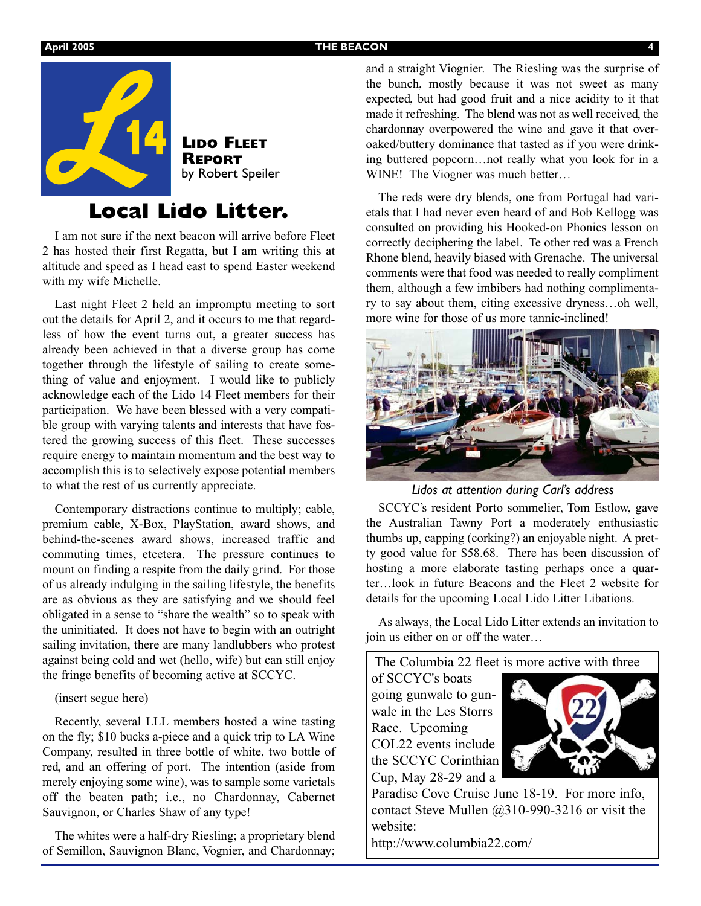**Lido Fleet Report**
by Robert Speiler

# Local Lido Litter.

I am not sure if the next beacon will arrive before Fleet 2 has hosted their first Regatta, but I am writing this at altitude and speed as I head east to spend Easter weekend with my wife Michelle.

Last night Fleet 2 held an impromptu meeting to sort out the details for April 2, and it occurs to me that regardless of how the event turns out, a greater success has already been achieved in that a diverse group has come together through the lifestyle of sailing to create something of value and enjoyment. I would like to publicly acknowledge each of the Lido 14 Fleet members for their participation. We have been blessed with a very compatible group with varying talents and interests that have fostered the growing success of this fleet. These successes require energy to maintain momentum and the best way to accomplish this is to selectively expose potential members to what the rest of us currently appreciate.

Contemporary distractions continue to multiply; cable, premium cable, X-Box, PlayStation, award shows, and behind-the-scenes award shows, increased traffic and commuting times, etcetera. The pressure continues to mount on finding a respite from the daily grind. For those of us already indulging in the sailing lifestyle, the benefits are as obvious as they are satisfying and we should feel obligated in a sense to "share the wealth" so to speak with the uninitiated. It does not have to begin with an outright sailing invitation, there are many landlubbers who protest against being cold and wet (hello, wife) but can still enjoy the fringe benefits of becoming active at SCCYC.

(insert segue here)

Recently, several LLL members hosted a wine tasting on the fly; $10 bucks a-piece and a quick trip to LA Wine Company, resulted in three bottle of white, two bottle of red, and an offering of port. The intention (aside from merely enjoying some wine), was to sample some varietals off the beaten path; i.e., no Chardonnay, Cabernet Sauvignon, or Charles Shaw of any type!

The whites were a half-dry Riesling; a proprietary blend of Semillon, Sauvignon Blanc, Vognier, and Chardonnay; and a straight Viognier. The Riesling was the surprise of the bunch, mostly because it was not sweet as many expected, but had good fruit and a nice acidity to it that made it refreshing. The blend was not as well received, the chardonnay overpowered the wine and gave it that over-oaked/buttery dominance that tasted as if you were drinking buttered popcorn…not really what you look for in a WINE! The Viogner was much better…

The reds were dry blends, one from Portugal had varietals that I had never even heard of and Bob Kellogg was consulted on providing his Hooked-on Phonics lesson on correctly deciphering the label. Te other red was a French Rhone blend, heavily biased with Grenache. The universal comments were that food was needed to really compliment them, although a few imbibers had nothing complimentary to say about them, citing excessive dryness…oh well, more wine for those of us more tannic-inclined!

*Lidos at attention during Carl's address*

SCCYC's resident Porto sommelier, Tom Estlow, gave the Australian Tawny Port a moderately enthusiastic thumbs up, capping (corking?) an enjoyable night. A pretty good value for $58.68. There has been discussion of hosting a more elaborate tasting perhaps once a quarter…look in future Beacons and the Fleet 2 website for details for the upcoming Local Lido Litter Libations.

As always, the Local Lido Litter extends an invitation to join us either on or off the water…

---

The Columbia 22 fleet is more active with three of SCCYC's boats going gunwale to gunwale in the Les Storrs Race. Upcoming COL22 events include the SCCYC Corinthian Cup, May 28-29 and a Paradise Cove Cruise June 18-19. For more info, contact Steve Mullen @310-990-3216 or visit the website:
http://www.columbia22.com/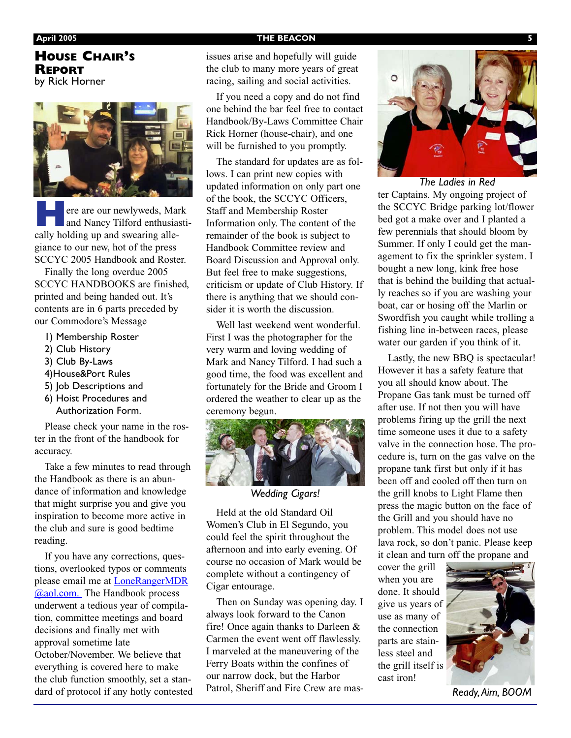## House Chair's Report

by Rick Horner

Here are our newlyweds, Mark and Nancy Tilford enthusiastically holding up and swearing allegiance to our new, hot of the press SCCYC 2005 Handbook and Roster.

Finally the long overdue 2005 SCCYC HANDBOOKS are finished, printed and being handed out. It's contents are in 6 parts preceded by our Commodore's Message

1) Membership Roster
2) Club History
3) Club By-Laws
4)House&Port Rules
5) Job Descriptions and
6) Hoist Procedures and Authorization Form.

Please check your name in the roster in the front of the handbook for accuracy.

Take a few minutes to read through the Handbook as there is an abundance of information and knowledge that might surprise you and give you inspiration to become more active in the club and sure is good bedtime reading.

If you have any corrections, questions, overlooked typos or comments please email me at LoneRangerMDR@aol.com. The Handbook process underwent a tedious year of compilation, committee meetings and board decisions and finally met with approval sometime late October/November. We believe that everything is covered here to make the club function smoothly, set a standard of protocol if any hotly contested issues arise and hopefully will guide the club to many more years of great racing, sailing and social activities.

If you need a copy and do not find one behind the bar feel free to contact Handbook/By-Laws Committee Chair Rick Horner (house-chair), and one will be furnished to you promptly.

The standard for updates are as follows. I can print new copies with updated information on only part one of the book, the SCCYC Officers, Staff and Membership Roster Information only. The content of the remainder of the book is subject to Handbook Committee review and Board Discussion and Approval only. But feel free to make suggestions, criticism or update of Club History. If there is anything that we should consider it is worth the discussion.

Well last weekend went wonderful. First I was the photographer for the very warm and loving wedding of Mark and Nancy Tilford. I had such a good time, the food was excellent and fortunately for the Bride and Groom I ordered the weather to clear up as the ceremony begun.

*Wedding Cigars!*

Held at the old Standard Oil Women's Club in El Segundo, you could feel the spirit throughout the afternoon and into early evening. Of course no occasion of Mark would be complete without a contingency of Cigar entourage.

Then on Sunday was opening day. I always look forward to the Canon fire! Once again thanks to Darleen & Carmen the event went off flawlessly. I marveled at the maneuvering of the Ferry Boats within the confines of our narrow dock, but the Harbor Patrol, Sheriff and Fire Crew are master Captains. My ongoing project of the SCCYC Bridge parking lot/flower bed got a make over and I planted a few perennials that should bloom by Summer. If only I could get the management to fix the sprinkler system. I bought a new long, kink free hose that is behind the building that actually reaches so if you are washing your boat, car or hosing off the Marlin or Swordfish you caught while trolling a fishing line in-between races, please water our garden if you think of it.

*The Ladies in Red*

Lastly, the new BBQ is spectacular! However it has a safety feature that you all should know about. The Propane Gas tank must be turned off after use. If not then you will have problems firing up the grill the next time someone uses it due to a safety valve in the connection hose. The procedure is, turn on the gas valve on the propane tank first but only if it has been off and cooled off then turn on the grill knobs to Light Flame then press the magic button on the face of the Grill and you should have no problem. This model does not use lava rock, so don't panic. Please keep it clean and turn off the propane and cover the grill when you are done. It should give us years of use as many of the connection parts are stainless steel and the grill itself is cast iron!

*Ready, Aim, BOOM*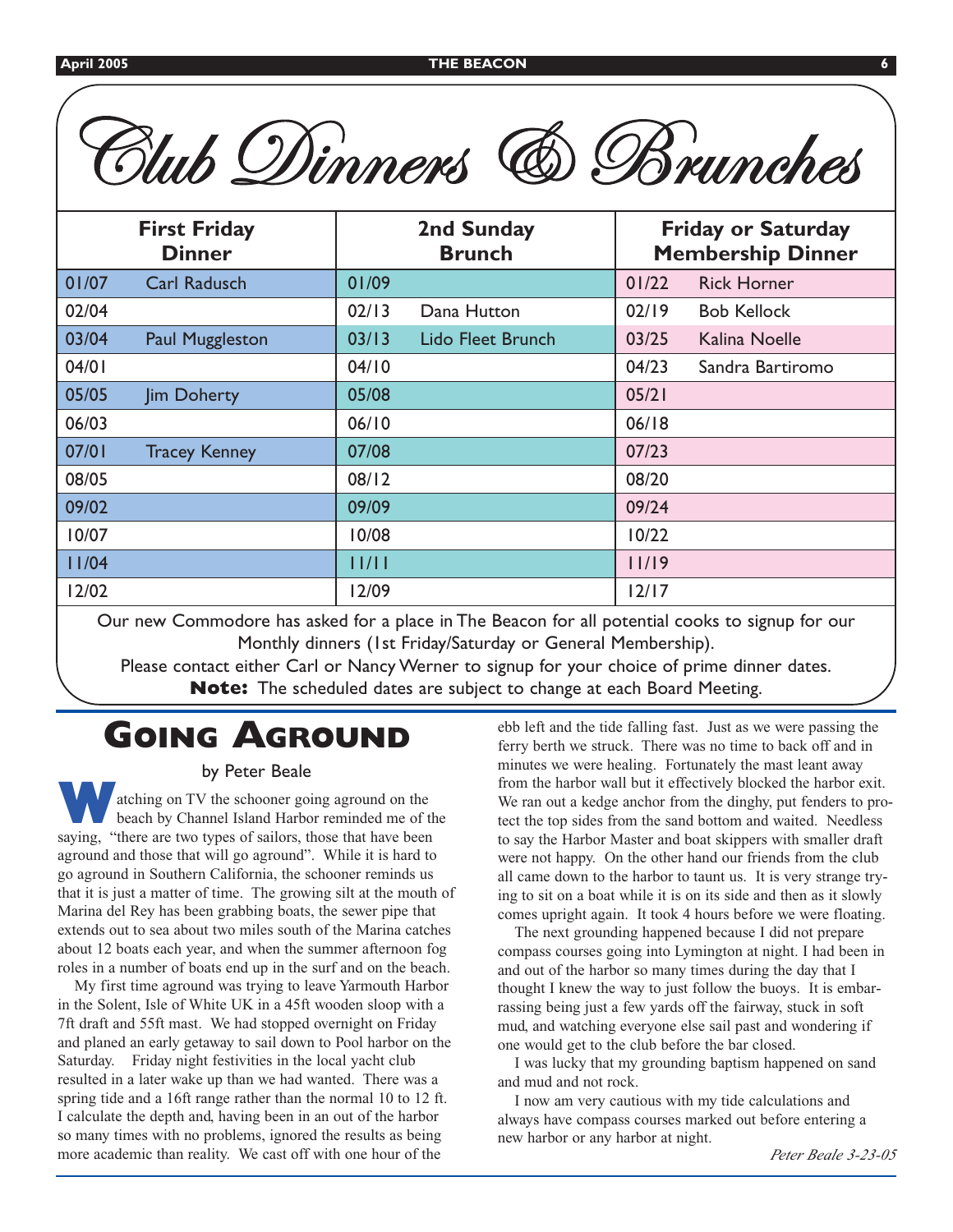# Club Dinners & Brunches

| First Friday Dinner | | 2nd Sunday Brunch | | Friday or Saturday Membership Dinner | |
|---|---|---|---|---|---|
| 01/07 | Carl Radusch | 01/09 | | 01/22 | Rick Horner |
| 02/04 | | 02/13 | Dana Hutton | 02/19 | Bob Kellock |
| 03/04 | Paul Muggleston | 03/13 | Lido Fleet Brunch | 03/25 | Kalina Noelle |
| 04/01 | | 04/10 | | 04/23 | Sandra Bartiromo |
| 05/05 | Jim Doherty | 05/08 | | 05/21 | |
| 06/03 | | 06/10 | | 06/18 | |
| 07/01 | Tracey Kenney | 07/08 | | 07/23 | |
| 08/05 | | 08/12 | | 08/20 | |
| 09/02 | | 09/09 | | 09/24 | |
| 10/07 | | 10/08 | | 10/22 | |
| 11/04 | | 11/11 | | 11/19 | |
| 12/02 | | 12/09 | | 12/17 | |

Our new Commodore has asked for a place in The Beacon for all potential cooks to signup for our Monthly dinners (1st Friday/Saturday or General Membership).

Please contact either Carl or Nancy Werner to signup for your choice of prime dinner dates.

**Note:** The scheduled dates are subject to change at each Board Meeting.

# Going Aground

by Peter Beale

Watching on TV the schooner going aground on the beach by Channel Island Harbor reminded me of the saying, "there are two types of sailors, those that have been aground and those that will go aground". While it is hard to go aground in Southern California, the schooner reminds us that it is just a matter of time. The growing silt at the mouth of Marina del Rey has been grabbing boats, the sewer pipe that extends out to sea about two miles south of the Marina catches about 12 boats each year, and when the summer afternoon fog roles in a number of boats end up in the surf and on the beach.

My first time aground was trying to leave Yarmouth Harbor in the Solent, Isle of White UK in a 45ft wooden sloop with a 7ft draft and 55ft mast. We had stopped overnight on Friday and planed an early getaway to sail down to Pool harbor on the Saturday. Friday night festivities in the local yacht club resulted in a later wake up than we had wanted. There was a spring tide and a 16ft range rather than the normal 10 to 12 ft. I calculate the depth and, having been in an out of the harbor so many times with no problems, ignored the results as being more academic than reality. We cast off with one hour of the ebb left and the tide falling fast. Just as we were passing the ferry berth we struck. There was no time to back off and in minutes we were healing. Fortunately the mast leant away from the harbor wall but it effectively blocked the harbor exit. We ran out a kedge anchor from the dinghy, put fenders to protect the top sides from the sand bottom and waited. Needless to say the Harbor Master and boat skippers with smaller draft were not happy. On the other hand our friends from the club all came down to the harbor to taunt us. It is very strange trying to sit on a boat while it is on its side and then as it slowly comes upright again. It took 4 hours before we were floating.

The next grounding happened because I did not prepare compass courses going into Lymington at night. I had been in and out of the harbor so many times during the day that I thought I knew the way to just follow the buoys. It is embarrassing being just a few yards off the fairway, stuck in soft mud, and watching everyone else sail past and wondering if one would get to the club before the bar closed.

I was lucky that my grounding baptism happened on sand and mud and not rock.

I now am very cautious with my tide calculations and always have compass courses marked out before entering a new harbor or any harbor at night.

*Peter Beale 3-23-05*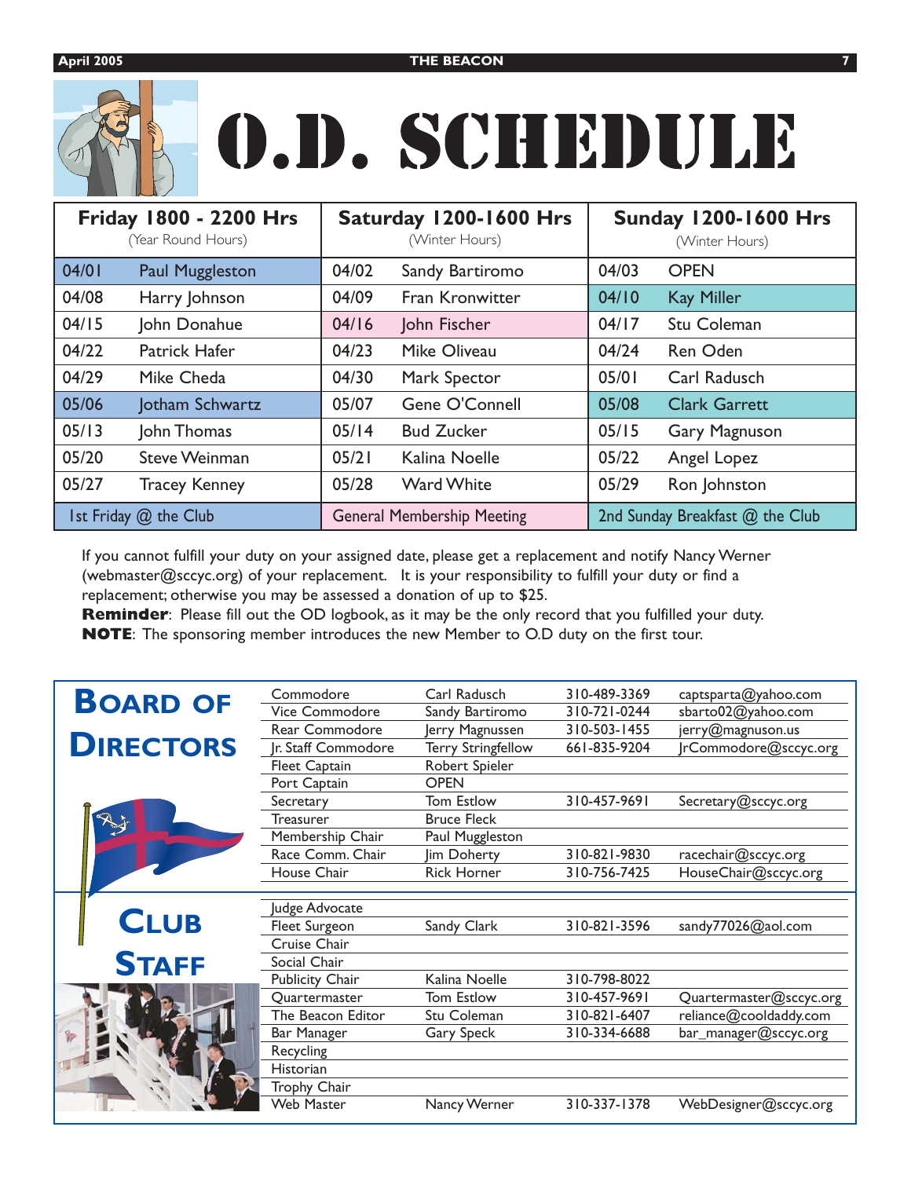# O.D. SCHEDULE

| Friday 1800 - 2200 Hrs (Year Round Hours) | | Saturday 1200-1600 Hrs (Winter Hours) | | Sunday 1200-1600 Hrs (Winter Hours) | |
|---|---|---|---|---|---|
| 04/01 | Paul Muggleston | 04/02 | Sandy Bartiromo | 04/03 | OPEN |
| 04/08 | Harry Johnson | 04/09 | Fran Kronwitter | 04/10 | Kay Miller |
| 04/15 | John Donahue | 04/16 | John Fischer | 04/17 | Stu Coleman |
| 04/22 | Patrick Hafer | 04/23 | Mike Oliveau | 04/24 | Ren Oden |
| 04/29 | Mike Cheda | 04/30 | Mark Spector | 05/01 | Carl Radusch |
| 05/06 | Jotham Schwartz | 05/07 | Gene O'Connell | 05/08 | Clark Garrett |
| 05/13 | John Thomas | 05/14 | Bud Zucker | 05/15 | Gary Magnuson |
| 05/20 | Steve Weinman | 05/21 | Kalina Noelle | 05/22 | Angel Lopez |
| 05/27 | Tracey Kenney | 05/28 | Ward White | 05/29 | Ron Johnston |
| 1st Friday @ the Club | | General Membership Meeting | | 2nd Sunday Breakfast @ the Club | |

If you cannot fulfill your duty on your assigned date, please get a replacement and notify Nancy Werner (webmaster@sccyc.org) of your replacement. It is your responsibility to fulfill your duty or find a replacement; otherwise you may be assessed a donation of up to $25.

**Reminder**: Please fill out the OD logbook, as it may be the only record that you fulfilled your duty.

**NOTE**: The sponsoring member introduces the new Member to O.D duty on the first tour.

## Board of Directors

| Position | Name | Phone | Email |
|---|---|---|---|
| Commodore | Carl Radusch | 310-489-3369 | captsparta@yahoo.com |
| Vice Commodore | Sandy Bartiromo | 310-721-0244 | sbarto02@yahoo.com |
| Rear Commodore | Jerry Magnussen | 310-503-1455 | jerry@magnuson.us |
| Jr. Staff Commodore | Terry Stringfellow | 661-835-9204 | JrCommodore@sccyc.org |
| Fleet Captain | Robert Spieler | | |
| Port Captain | OPEN | | |
| Secretary | Tom Estlow | 310-457-9691 | Secretary@sccyc.org |
| Treasurer | Bruce Fleck | | |
| Membership Chair | Paul Muggleston | | |
| Race Comm. Chair | Jim Doherty | 310-821-9830 | racechair@sccyc.org |
| House Chair | Rick Horner | 310-756-7425 | HouseChair@sccyc.org |

## Club Staff

| Position | Name | Phone | Email |
|---|---|---|---|
| Judge Advocate | | | |
| Fleet Surgeon | Sandy Clark | 310-821-3596 | sandy77026@aol.com |
| Cruise Chair | | | |
| Social Chair | | | |
| Publicity Chair | Kalina Noelle | 310-798-8022 | |
| Quartermaster | Tom Estlow | 310-457-9691 | Quartermaster@sccyc.org |
| The Beacon Editor | Stu Coleman | 310-821-6407 | reliance@cooldaddy.com |
| Bar Manager | Gary Speck | 310-334-6688 | bar_manager@sccyc.org |
| Recycling | | | |
| Historian | | | |
| Trophy Chair | | | |
| Web Master | Nancy Werner | 310-337-1378 | WebDesigner@sccyc.org |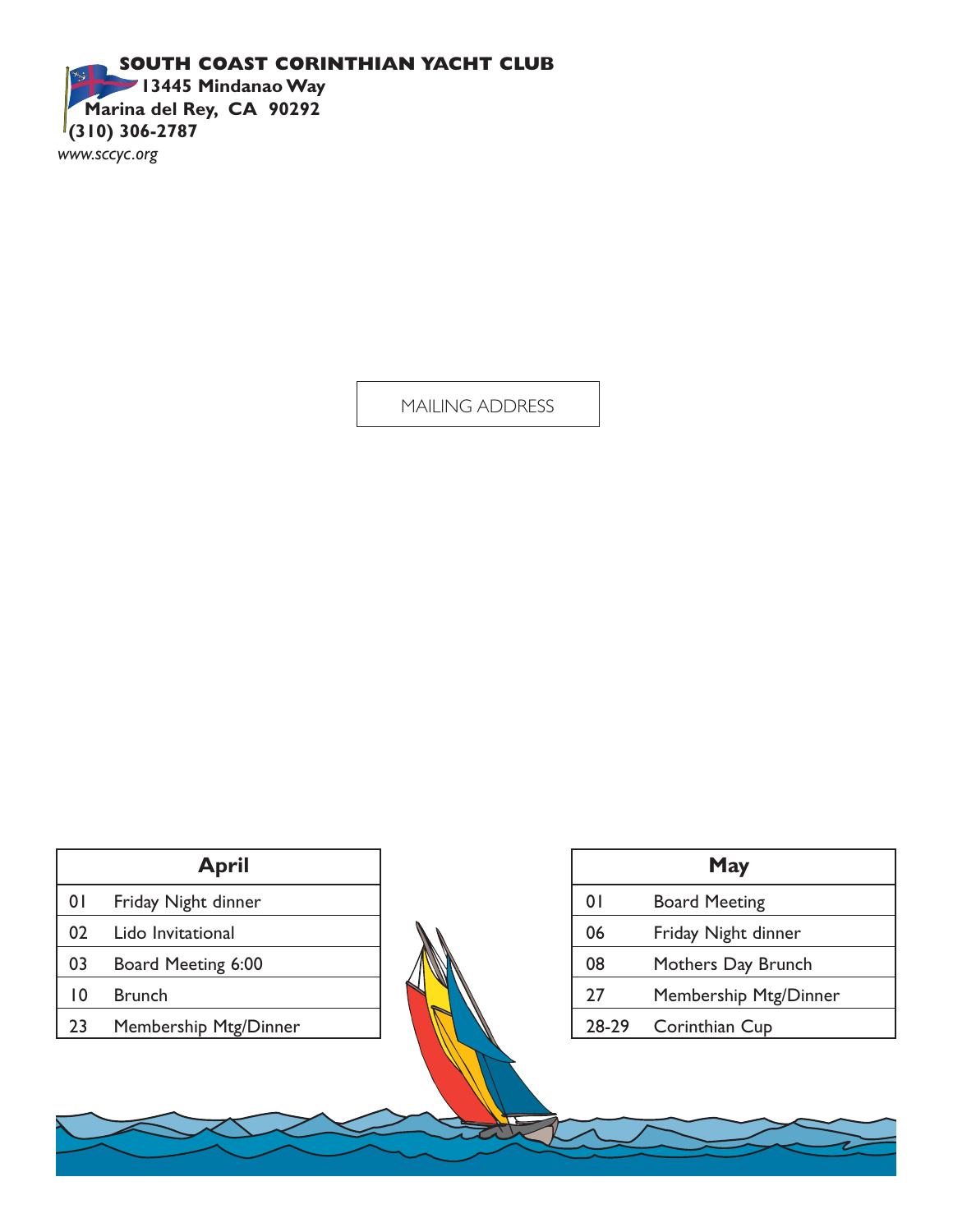**SOUTH COAST CORINTHIAN YACHT CLUB**
**13445 Mindanao Way**
**Marina del Rey, CA 90292**
**(310) 306-2787**
*www.sccyc.org*

MAILING ADDRESS

| April | |
|---|---|
| 01 | Friday Night dinner |
| 02 | Lido Invitational |
| 03 | Board Meeting 6:00 |
| 10 | Brunch |
| 23 | Membership Mtg/Dinner |

| May | |
|---|---|
| 01 | Board Meeting |
| 06 | Friday Night dinner |
| 08 | Mothers Day Brunch |
| 27 | Membership Mtg/Dinner |
| 28-29 | Corinthian Cup |